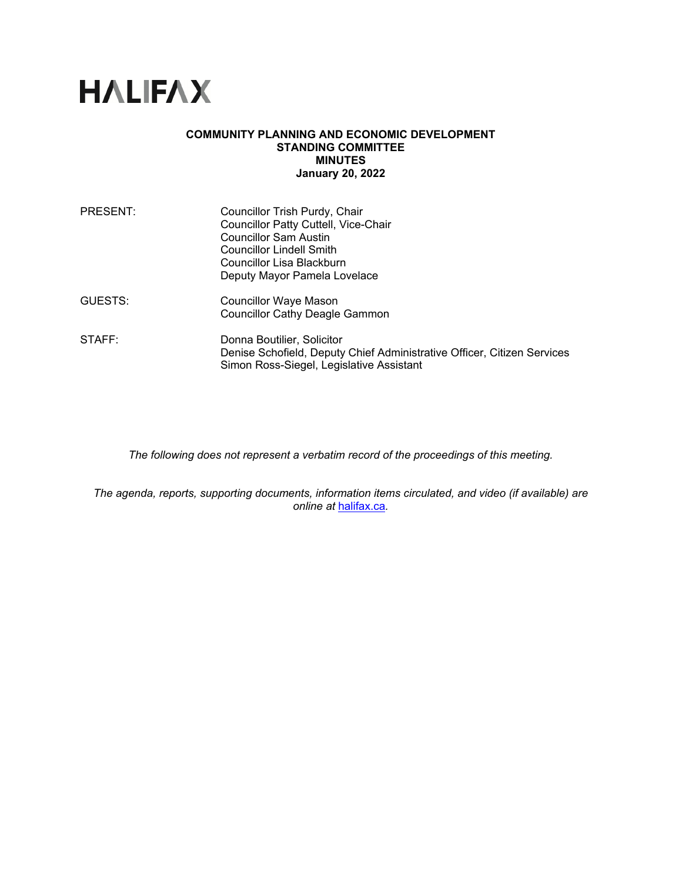# HALIFAX

**COMMUNITY PLANNING AND ECONOMIC DEVELOPMENT**
**STANDING COMMITTEE**
**MINUTES**
**January 20, 2022**

PRESENT: Councillor Trish Purdy, Chair
Councillor Patty Cuttell, Vice-Chair
Councillor Sam Austin
Councillor Lindell Smith
Councillor Lisa Blackburn
Deputy Mayor Pamela Lovelace

GUESTS: Councillor Waye Mason
Councillor Cathy Deagle Gammon

STAFF: Donna Boutilier, Solicitor
Denise Schofield, Deputy Chief Administrative Officer, Citizen Services
Simon Ross-Siegel, Legislative Assistant

*The following does not represent a verbatim record of the proceedings of this meeting.*

*The agenda, reports, supporting documents, information items circulated, and video (if available) are online at [halifax.ca](halifax.ca).*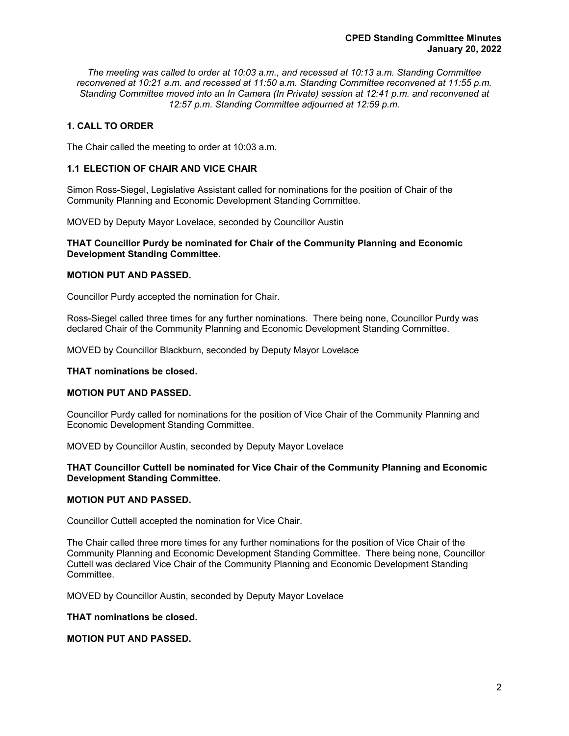*The meeting was called to order at 10:03 a.m., and recessed at 10:13 a.m. Standing Committee reconvened at 10:21 a.m. and recessed at 11:50 a.m. Standing Committee reconvened at 11:55 p.m. Standing Committee moved into an In Camera (In Private) session at 12:41 p.m. and reconvened at 12:57 p.m. Standing Committee adjourned at 12:59 p.m.*

### 1. CALL TO ORDER

The Chair called the meeting to order at 10:03 a.m.

### 1.1 ELECTION OF CHAIR AND VICE CHAIR

Simon Ross-Siegel, Legislative Assistant called for nominations for the position of Chair of the Community Planning and Economic Development Standing Committee.

MOVED by Deputy Mayor Lovelace, seconded by Councillor Austin

**THAT Councillor Purdy be nominated for Chair of the Community Planning and Economic Development Standing Committee.**

**MOTION PUT AND PASSED.**

Councillor Purdy accepted the nomination for Chair.

Ross-Siegel called three times for any further nominations. There being none, Councillor Purdy was declared Chair of the Community Planning and Economic Development Standing Committee.

MOVED by Councillor Blackburn, seconded by Deputy Mayor Lovelace

**THAT nominations be closed.**

**MOTION PUT AND PASSED.**

Councillor Purdy called for nominations for the position of Vice Chair of the Community Planning and Economic Development Standing Committee.

MOVED by Councillor Austin, seconded by Deputy Mayor Lovelace

**THAT Councillor Cuttell be nominated for Vice Chair of the Community Planning and Economic Development Standing Committee.**

**MOTION PUT AND PASSED.**

Councillor Cuttell accepted the nomination for Vice Chair.

The Chair called three more times for any further nominations for the position of Vice Chair of the Community Planning and Economic Development Standing Committee. There being none, Councillor Cuttell was declared Vice Chair of the Community Planning and Economic Development Standing Committee.

MOVED by Councillor Austin, seconded by Deputy Mayor Lovelace

**THAT nominations be closed.**

**MOTION PUT AND PASSED.**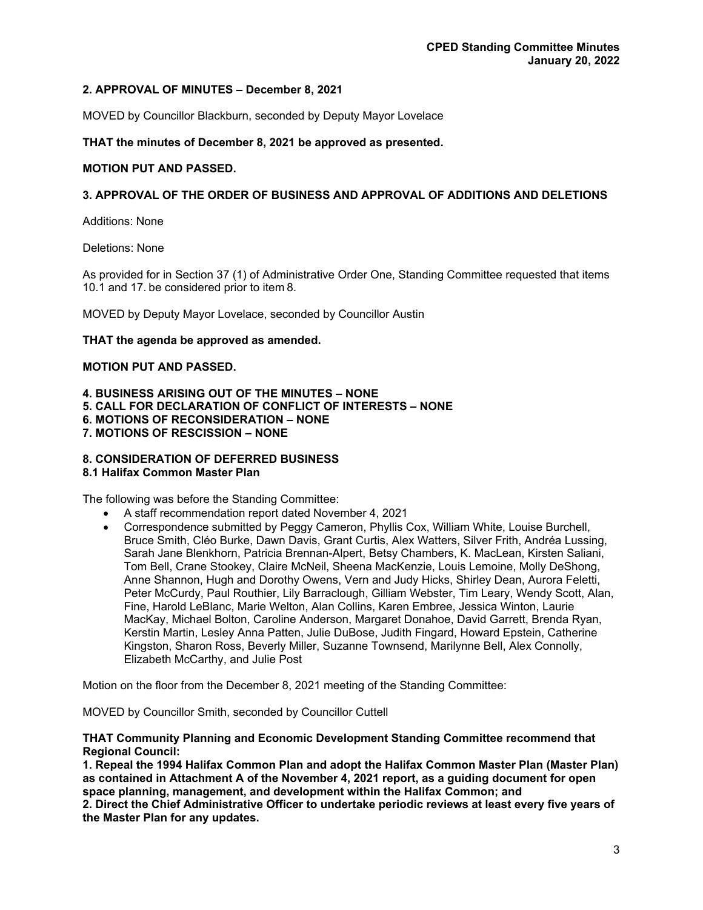## 2. APPROVAL OF MINUTES – December 8, 2021

MOVED by Councillor Blackburn, seconded by Deputy Mayor Lovelace

**THAT the minutes of December 8, 2021 be approved as presented.**

**MOTION PUT AND PASSED.**

## 3. APPROVAL OF THE ORDER OF BUSINESS AND APPROVAL OF ADDITIONS AND DELETIONS

Additions: None

Deletions: None

As provided for in Section 37 (1) of Administrative Order One, Standing Committee requested that items 10.1 and 17. be considered prior to item 8.

MOVED by Deputy Mayor Lovelace, seconded by Councillor Austin

**THAT the agenda be approved as amended.**

**MOTION PUT AND PASSED.**

## 4. BUSINESS ARISING OUT OF THE MINUTES – NONE
## 5. CALL FOR DECLARATION OF CONFLICT OF INTERESTS – NONE
## 6. MOTIONS OF RECONSIDERATION – NONE
## 7. MOTIONS OF RESCISSION – NONE

## 8. CONSIDERATION OF DEFERRED BUSINESS
### 8.1 Halifax Common Master Plan

The following was before the Standing Committee:

- A staff recommendation report dated November 4, 2021
- Correspondence submitted by Peggy Cameron, Phyllis Cox, William White, Louise Burchell, Bruce Smith, Cléo Burke, Dawn Davis, Grant Curtis, Alex Watters, Silver Frith, Andréa Lussing, Sarah Jane Blenkhorn, Patricia Brennan-Alpert, Betsy Chambers, K. MacLean, Kirsten Saliani, Tom Bell, Crane Stookey, Claire McNeil, Sheena MacKenzie, Louis Lemoine, Molly DeShong, Anne Shannon, Hugh and Dorothy Owens, Vern and Judy Hicks, Shirley Dean, Aurora Feletti, Peter McCurdy, Paul Routhier, Lily Barraclough, Gilliam Webster, Tim Leary, Wendy Scott, Alan, Fine, Harold LeBlanc, Marie Welton, Alan Collins, Karen Embree, Jessica Winton, Laurie MacKay, Michael Bolton, Caroline Anderson, Margaret Donahoe, David Garrett, Brenda Ryan, Kerstin Martin, Lesley Anna Patten, Julie DuBose, Judith Fingard, Howard Epstein, Catherine Kingston, Sharon Ross, Beverly Miller, Suzanne Townsend, Marilynne Bell, Alex Connolly, Elizabeth McCarthy, and Julie Post

Motion on the floor from the December 8, 2021 meeting of the Standing Committee:

MOVED by Councillor Smith, seconded by Councillor Cuttell

**THAT Community Planning and Economic Development Standing Committee recommend that Regional Council:**
**1. Repeal the 1994 Halifax Common Plan and adopt the Halifax Common Master Plan (Master Plan) as contained in Attachment A of the November 4, 2021 report, as a guiding document for open space planning, management, and development within the Halifax Common; and**
**2. Direct the Chief Administrative Officer to undertake periodic reviews at least every five years of the Master Plan for any updates.**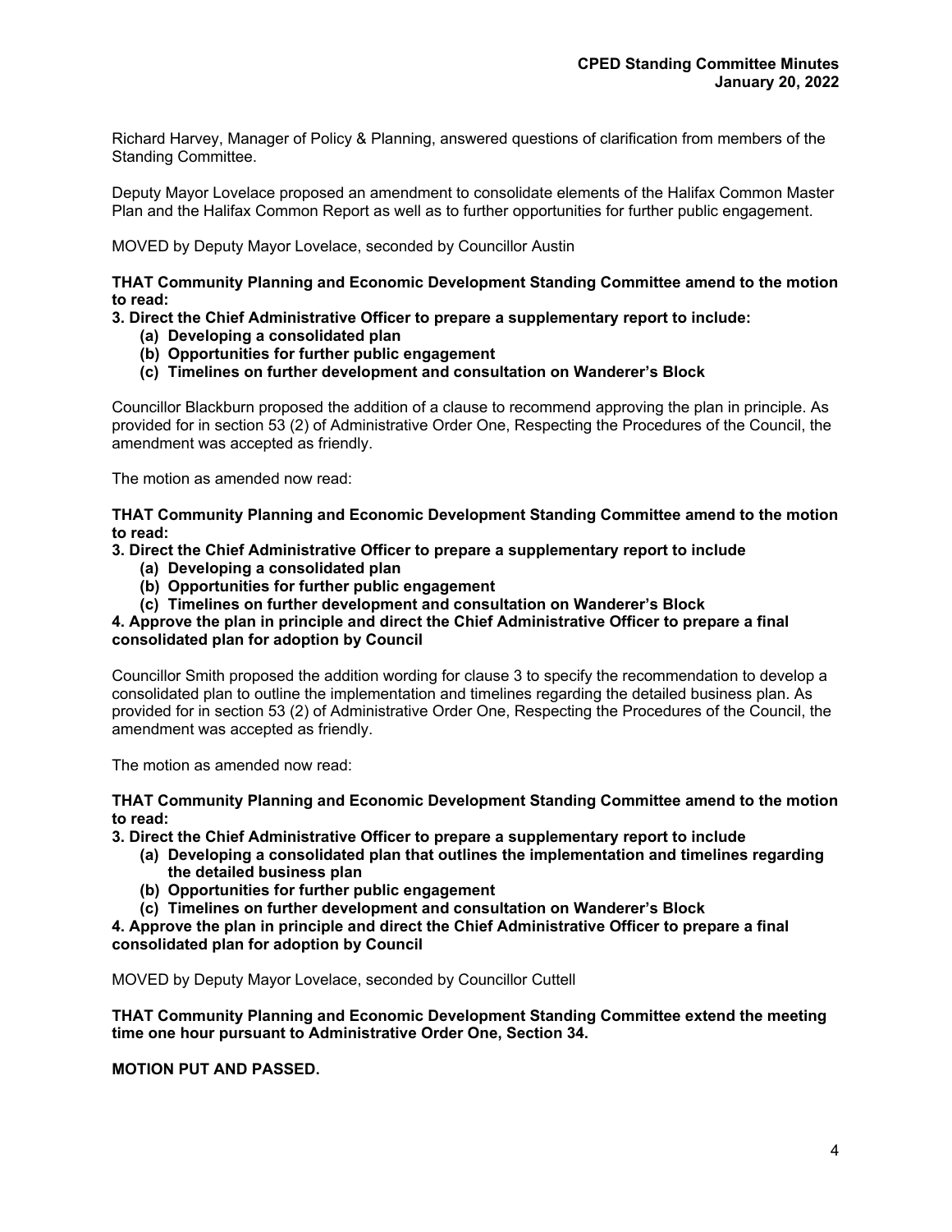Richard Harvey, Manager of Policy & Planning, answered questions of clarification from members of the Standing Committee.

Deputy Mayor Lovelace proposed an amendment to consolidate elements of the Halifax Common Master Plan and the Halifax Common Report as well as to further opportunities for further public engagement.

MOVED by Deputy Mayor Lovelace, seconded by Councillor Austin

**THAT Community Planning and Economic Development Standing Committee amend to the motion to read:**

**3. Direct the Chief Administrative Officer to prepare a supplementary report to include:**
- **(a) Developing a consolidated plan**
- **(b) Opportunities for further public engagement**
- **(c) Timelines on further development and consultation on Wanderer's Block**

Councillor Blackburn proposed the addition of a clause to recommend approving the plan in principle. As provided for in section 53 (2) of Administrative Order One, Respecting the Procedures of the Council, the amendment was accepted as friendly.

The motion as amended now read:

**THAT Community Planning and Economic Development Standing Committee amend to the motion to read:**

**3. Direct the Chief Administrative Officer to prepare a supplementary report to include**
- **(a) Developing a consolidated plan**
- **(b) Opportunities for further public engagement**
- **(c) Timelines on further development and consultation on Wanderer's Block**

**4. Approve the plan in principle and direct the Chief Administrative Officer to prepare a final consolidated plan for adoption by Council**

Councillor Smith proposed the addition wording for clause 3 to specify the recommendation to develop a consolidated plan to outline the implementation and timelines regarding the detailed business plan. As provided for in section 53 (2) of Administrative Order One, Respecting the Procedures of the Council, the amendment was accepted as friendly.

The motion as amended now read:

**THAT Community Planning and Economic Development Standing Committee amend to the motion to read:**

**3. Direct the Chief Administrative Officer to prepare a supplementary report to include**
- **(a) Developing a consolidated plan that outlines the implementation and timelines regarding the detailed business plan**
- **(b) Opportunities for further public engagement**
- **(c) Timelines on further development and consultation on Wanderer's Block**

**4. Approve the plan in principle and direct the Chief Administrative Officer to prepare a final consolidated plan for adoption by Council**

MOVED by Deputy Mayor Lovelace, seconded by Councillor Cuttell

**THAT Community Planning and Economic Development Standing Committee extend the meeting time one hour pursuant to Administrative Order One, Section 34.**

**MOTION PUT AND PASSED.**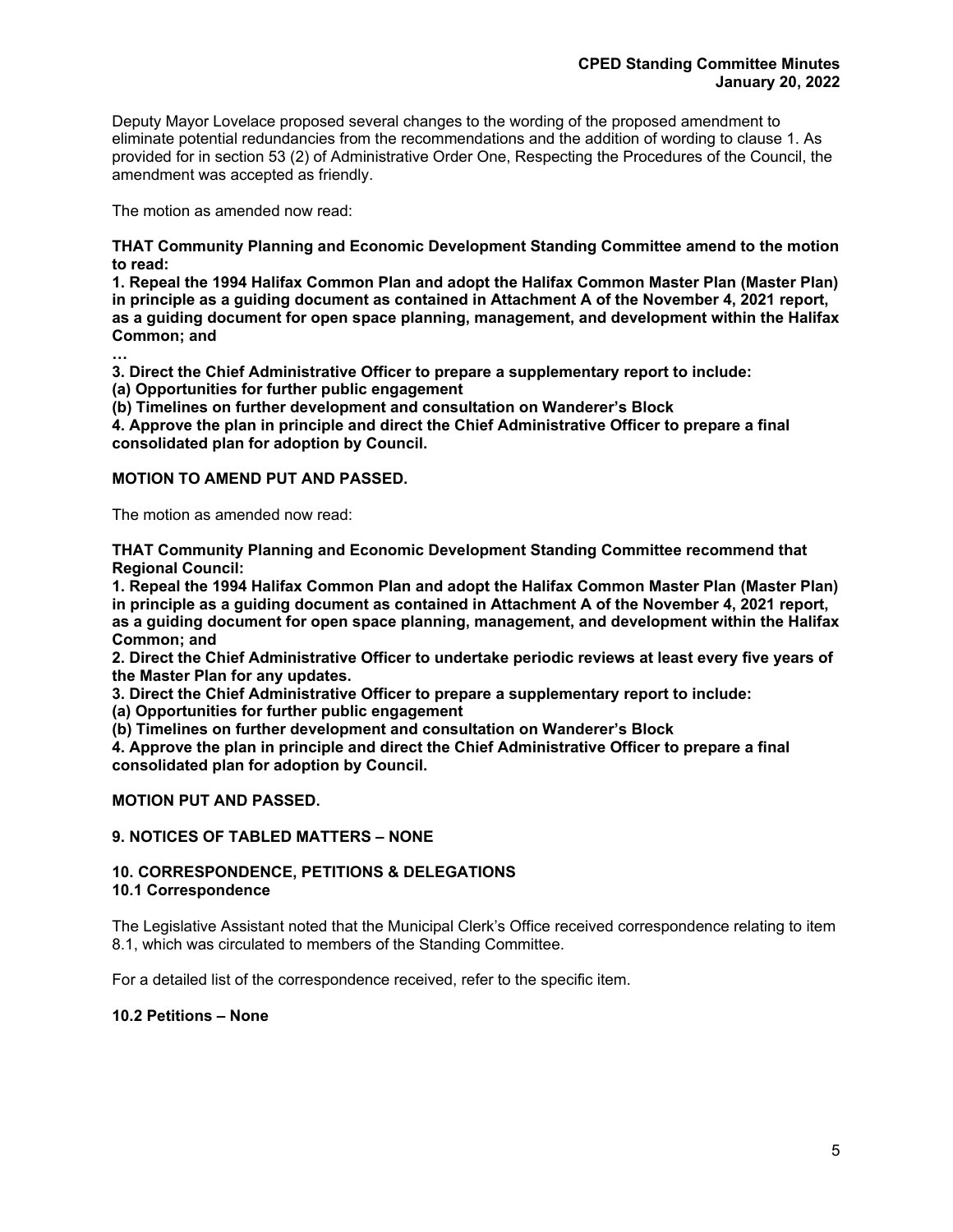Deputy Mayor Lovelace proposed several changes to the wording of the proposed amendment to eliminate potential redundancies from the recommendations and the addition of wording to clause 1. As provided for in section 53 (2) of Administrative Order One, Respecting the Procedures of the Council, the amendment was accepted as friendly.

The motion as amended now read:

**THAT Community Planning and Economic Development Standing Committee amend to the motion to read:**
**1. Repeal the 1994 Halifax Common Plan and adopt the Halifax Common Master Plan (Master Plan) in principle as a guiding document as contained in Attachment A of the November 4, 2021 report, as a guiding document for open space planning, management, and development within the Halifax Common; and**
**…**
**3. Direct the Chief Administrative Officer to prepare a supplementary report to include:**
**(a) Opportunities for further public engagement**
**(b) Timelines on further development and consultation on Wanderer's Block**
**4. Approve the plan in principle and direct the Chief Administrative Officer to prepare a final consolidated plan for adoption by Council.**

**MOTION TO AMEND PUT AND PASSED.**

The motion as amended now read:

**THAT Community Planning and Economic Development Standing Committee recommend that Regional Council:**
**1. Repeal the 1994 Halifax Common Plan and adopt the Halifax Common Master Plan (Master Plan) in principle as a guiding document as contained in Attachment A of the November 4, 2021 report, as a guiding document for open space planning, management, and development within the Halifax Common; and**
**2. Direct the Chief Administrative Officer to undertake periodic reviews at least every five years of the Master Plan for any updates.**
**3. Direct the Chief Administrative Officer to prepare a supplementary report to include:**
**(a) Opportunities for further public engagement**
**(b) Timelines on further development and consultation on Wanderer's Block**
**4. Approve the plan in principle and direct the Chief Administrative Officer to prepare a final consolidated plan for adoption by Council.**

**MOTION PUT AND PASSED.**

## 9. NOTICES OF TABLED MATTERS – NONE

## 10. CORRESPONDENCE, PETITIONS & DELEGATIONS

### 10.1 Correspondence

The Legislative Assistant noted that the Municipal Clerk's Office received correspondence relating to item 8.1, which was circulated to members of the Standing Committee.

For a detailed list of the correspondence received, refer to the specific item.

### 10.2 Petitions – None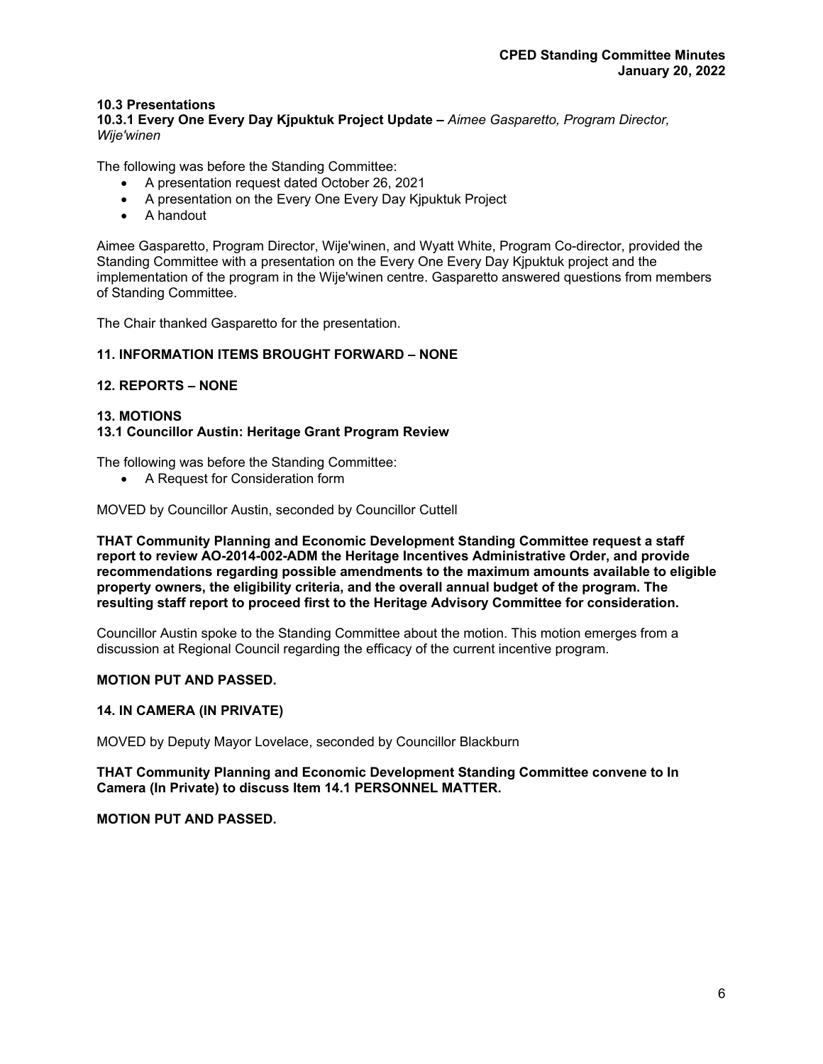**10.3 Presentations**

**10.3.1 Every One Every Day Kjpuktuk Project Update –** *Aimee Gasparetto, Program Director, Wije'winen*

The following was before the Standing Committee:

- A presentation request dated October 26, 2021
- A presentation on the Every One Every Day Kjpuktuk Project
- A handout

Aimee Gasparetto, Program Director, Wije'winen, and Wyatt White, Program Co-director, provided the Standing Committee with a presentation on the Every One Every Day Kjpuktuk project and the implementation of the program in the Wije'winen centre. Gasparetto answered questions from members of Standing Committee.

The Chair thanked Gasparetto for the presentation.

**11. INFORMATION ITEMS BROUGHT FORWARD – NONE**

**12. REPORTS – NONE**

**13. MOTIONS**

**13.1 Councillor Austin: Heritage Grant Program Review**

The following was before the Standing Committee:

- A Request for Consideration form

MOVED by Councillor Austin, seconded by Councillor Cuttell

**THAT Community Planning and Economic Development Standing Committee request a staff report to review AO-2014-002-ADM the Heritage Incentives Administrative Order, and provide recommendations regarding possible amendments to the maximum amounts available to eligible property owners, the eligibility criteria, and the overall annual budget of the program. The resulting staff report to proceed first to the Heritage Advisory Committee for consideration.**

Councillor Austin spoke to the Standing Committee about the motion. This motion emerges from a discussion at Regional Council regarding the efficacy of the current incentive program.

**MOTION PUT AND PASSED.**

**14. IN CAMERA (IN PRIVATE)**

MOVED by Deputy Mayor Lovelace, seconded by Councillor Blackburn

**THAT Community Planning and Economic Development Standing Committee convene to In Camera (In Private) to discuss Item 14.1 PERSONNEL MATTER.**

**MOTION PUT AND PASSED.**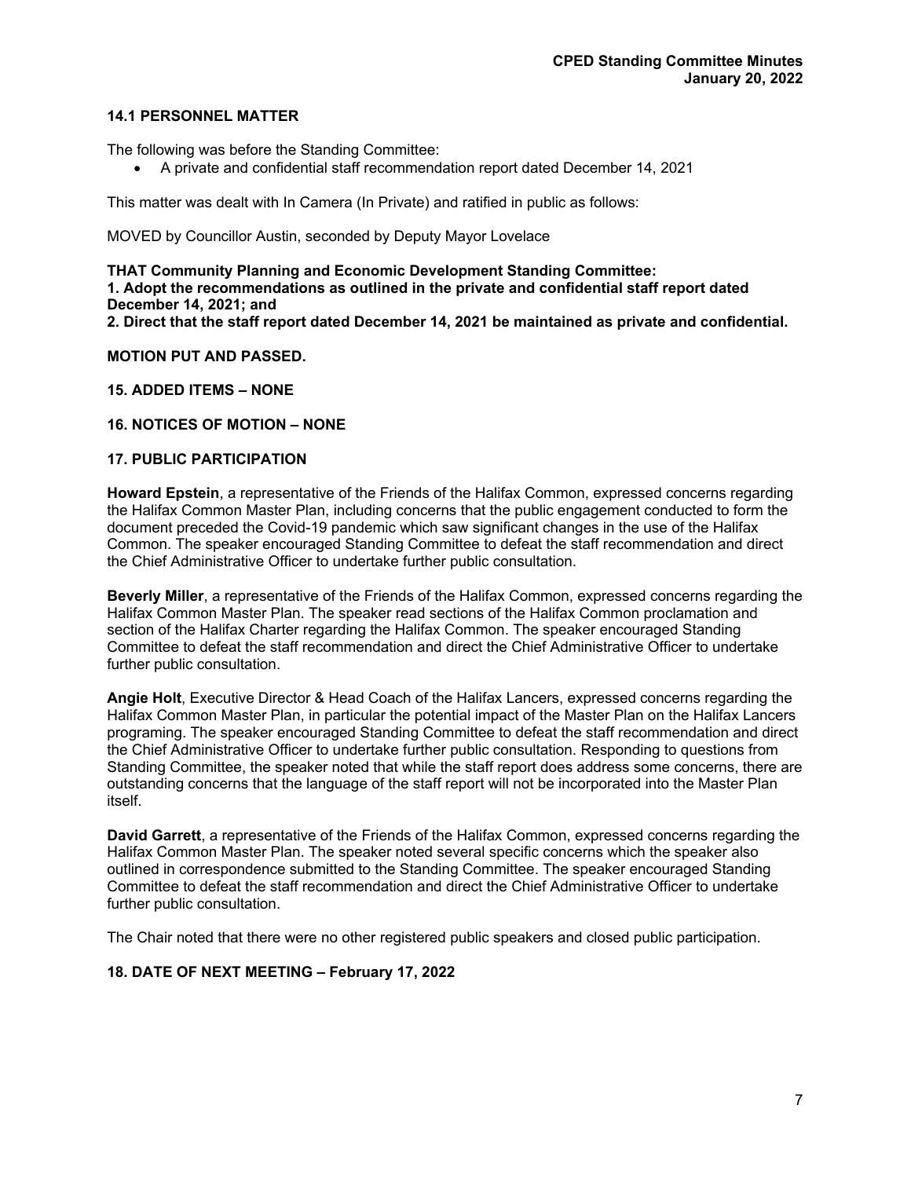### 14.1 PERSONNEL MATTER

The following was before the Standing Committee:

- A private and confidential staff recommendation report dated December 14, 2021

This matter was dealt with In Camera (In Private) and ratified in public as follows:

MOVED by Councillor Austin, seconded by Deputy Mayor Lovelace

**THAT Community Planning and Economic Development Standing Committee:**
**1. Adopt the recommendations as outlined in the private and confidential staff report dated December 14, 2021; and**
**2. Direct that the staff report dated December 14, 2021 be maintained as private and confidential.**

**MOTION PUT AND PASSED.**

### 15. ADDED ITEMS – NONE

### 16. NOTICES OF MOTION – NONE

### 17. PUBLIC PARTICIPATION

**Howard Epstein**, a representative of the Friends of the Halifax Common, expressed concerns regarding the Halifax Common Master Plan, including concerns that the public engagement conducted to form the document preceded the Covid-19 pandemic which saw significant changes in the use of the Halifax Common. The speaker encouraged Standing Committee to defeat the staff recommendation and direct the Chief Administrative Officer to undertake further public consultation.

**Beverly Miller**, a representative of the Friends of the Halifax Common, expressed concerns regarding the Halifax Common Master Plan. The speaker read sections of the Halifax Common proclamation and section of the Halifax Charter regarding the Halifax Common. The speaker encouraged Standing Committee to defeat the staff recommendation and direct the Chief Administrative Officer to undertake further public consultation.

**Angie Holt**, Executive Director & Head Coach of the Halifax Lancers, expressed concerns regarding the Halifax Common Master Plan, in particular the potential impact of the Master Plan on the Halifax Lancers programing. The speaker encouraged Standing Committee to defeat the staff recommendation and direct the Chief Administrative Officer to undertake further public consultation. Responding to questions from Standing Committee, the speaker noted that while the staff report does address some concerns, there are outstanding concerns that the language of the staff report will not be incorporated into the Master Plan itself.

**David Garrett**, a representative of the Friends of the Halifax Common, expressed concerns regarding the Halifax Common Master Plan. The speaker noted several specific concerns which the speaker also outlined in correspondence submitted to the Standing Committee. The speaker encouraged Standing Committee to defeat the staff recommendation and direct the Chief Administrative Officer to undertake further public consultation.

The Chair noted that there were no other registered public speakers and closed public participation.

### 18. DATE OF NEXT MEETING – February 17, 2022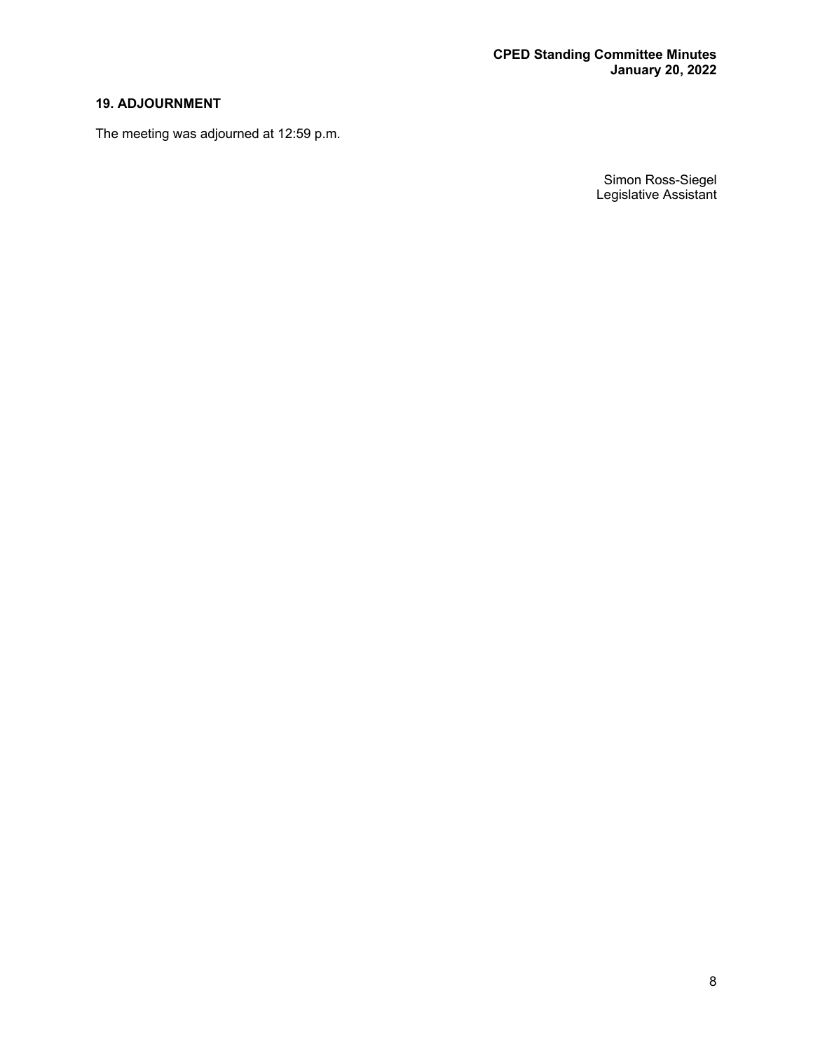## 19. ADJOURNMENT

The meeting was adjourned at 12:59 p.m.

Simon Ross-Siegel
Legislative Assistant